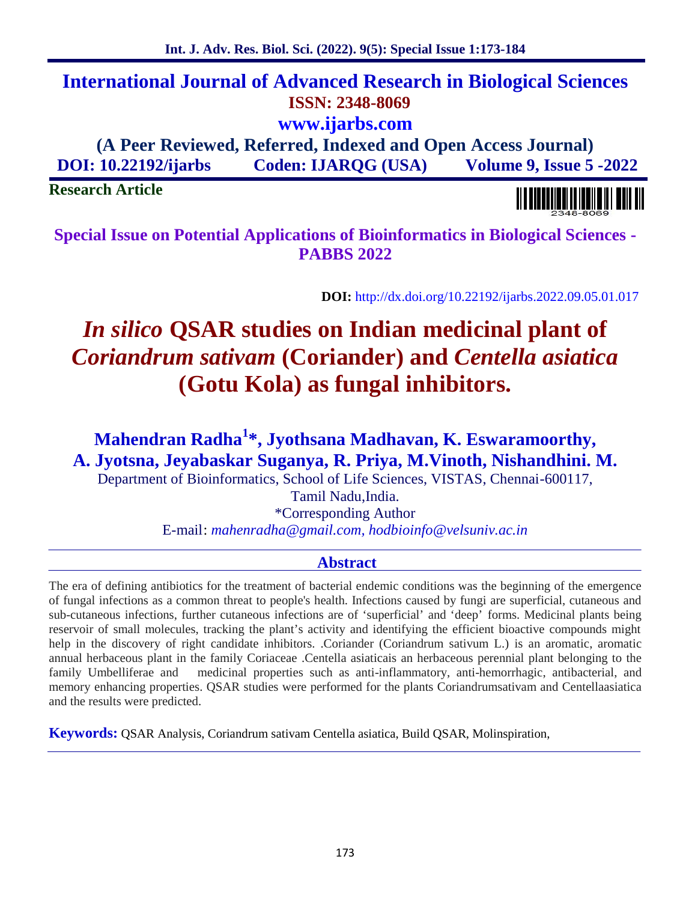# International Journal of Advanced Research in Biological Sciences

**ISSN: 2348-8069**

**www.ijarbs.com**

**(A Peer Reviewed, Referred, Indexed and Open Access Journal)**

**DOI: 10.22192/ijarbs    Coden: IJARQG (USA)    Volume 9, Issue 5 -2022**

**Research Article**

**Special Issue on Potential Applications of Bioinformatics in Biological Sciences - PABBS 2022**

**DOI:** http://dx.doi.org/10.22192/ijarbs.2022.09.05.01.017

# *In silico* QSAR studies on Indian medicinal plant of *Coriandrum sativam* (Coriander) and *Centella asiatica* (Gotu Kola) as fungal inhibitors.

**Mahendran Radha[1]*, Jyothsana Madhavan, K. Eswaramoorthy, A. Jyotsna, Jeyabaskar Suganya, R. Priya, M.Vinoth, Nishandhini. M.**

Department of Bioinformatics, School of Life Sciences, VISTAS, Chennai-600117, Tamil Nadu,India.

*Corresponding Author

E-mail: *mahenradha@gmail.com, hodbioinfo@velsuniv.ac.in*

## Abstract

The era of defining antibiotics for the treatment of bacterial endemic conditions was the beginning of the emergence of fungal infections as a common threat to people's health. Infections caused by fungi are superficial, cutaneous and sub-cutaneous infections, further cutaneous infections are of 'superficial' and 'deep' forms. Medicinal plants being reservoir of small molecules, tracking the plant's activity and identifying the efficient bioactive compounds might help in the discovery of right candidate inhibitors. .Coriander (Coriandrum sativum L.) is an aromatic, aromatic annual herbaceous plant in the family Coriaceae .Centella asiaticais an herbaceous perennial plant belonging to the family Umbelliferae and medicinal properties such as anti-inflammatory, anti-hemorrhagic, antibacterial, and memory enhancing properties. QSAR studies were performed for the plants Coriandrumsativam and Centellaasiatica and the results were predicted.

**Keywords:** QSAR Analysis, Coriandrum sativam Centella asiatica, Build QSAR, Molinspiration,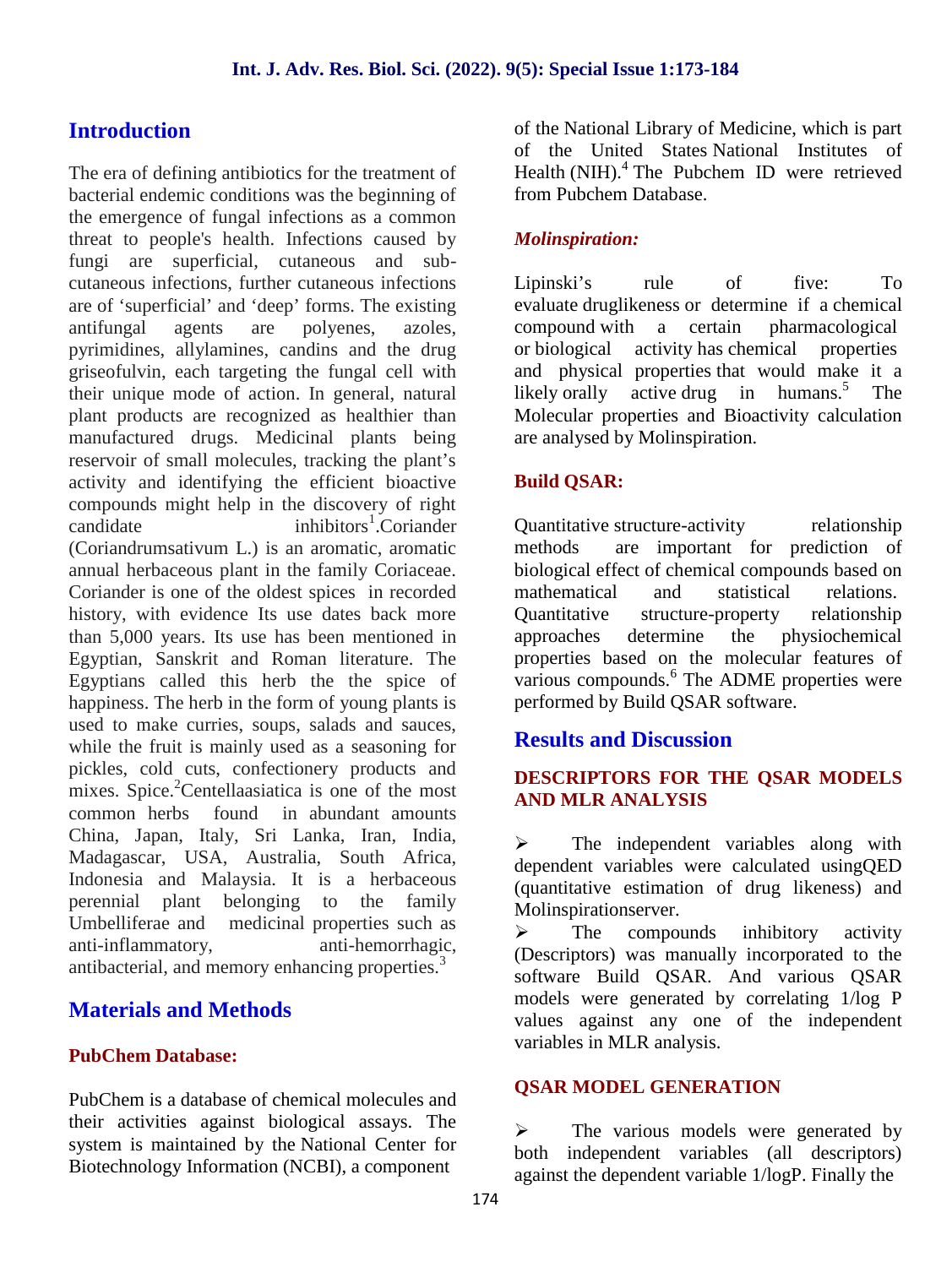## Introduction

The era of defining antibiotics for the treatment of bacterial endemic conditions was the beginning of the emergence of fungal infections as a common threat to people's health. Infections caused by fungi are superficial, cutaneous and sub-cutaneous infections, further cutaneous infections are of 'superficial' and 'deep' forms. The existing antifungal agents are polyenes, azoles, pyrimidines, allylamines, candins and the drug griseofulvin, each targeting the fungal cell with their unique mode of action. In general, natural plant products are recognized as healthier than manufactured drugs. Medicinal plants being reservoir of small molecules, tracking the plant's activity and identifying the efficient bioactive compounds might help in the discovery of right candidate inhibitors[1].Coriander (Coriandrumsativum L.) is an aromatic, aromatic annual herbaceous plant in the family Coriaceae. Coriander is one of the oldest spices in recorded history, with evidence Its use dates back more than 5,000 years. Its use has been mentioned in Egyptian, Sanskrit and Roman literature. The Egyptians called this herb the the spice of happiness. The herb in the form of young plants is used to make curries, soups, salads and sauces, while the fruit is mainly used as a seasoning for pickles, cold cuts, confectionery products and mixes. Spice.[2]Centellaasiatica is one of the most common herbs found in abundant amounts China, Japan, Italy, Sri Lanka, Iran, India, Madagascar, USA, Australia, South Africa, Indonesia and Malaysia. It is a herbaceous perennial plant belonging to the family Umbelliferae and medicinal properties such as anti-inflammatory, anti-hemorrhagic, antibacterial, and memory enhancing properties.[3]

## Materials and Methods

### PubChem Database:

PubChem is a database of chemical molecules and their activities against biological assays. The system is maintained by the National Center for Biotechnology Information (NCBI), a component of the National Library of Medicine, which is part of the United States National Institutes of Health (NIH).[4] The Pubchem ID were retrieved from Pubchem Database.

### *Molinspiration:*

Lipinski's rule of five: To evaluate druglikeness or determine if a chemical compound with a certain pharmacological or biological activity has chemical properties and physical properties that would make it a likely orally active drug in humans.[5] The Molecular properties and Bioactivity calculation are analysed by Molinspiration.

### Build QSAR:

Quantitative structure-activity relationship methods are important for prediction of biological effect of chemical compounds based on mathematical and statistical relations. Quantitative structure-property relationship approaches determine the physiochemical properties based on the molecular features of various compounds.[6] The ADME properties were performed by Build QSAR software.

## Results and Discussion

### DESCRIPTORS FOR THE QSAR MODELS AND MLR ANALYSIS

- The independent variables along with dependent variables were calculated usingQED (quantitative estimation of drug likeness) and Molinspirationserver.
- The compounds inhibitory activity (Descriptors) was manually incorporated to the software Build QSAR. And various QSAR models were generated by correlating 1/log P values against any one of the independent variables in MLR analysis.

### QSAR MODEL GENERATION

- The various models were generated by both independent variables (all descriptors) against the dependent variable 1/logP. Finally the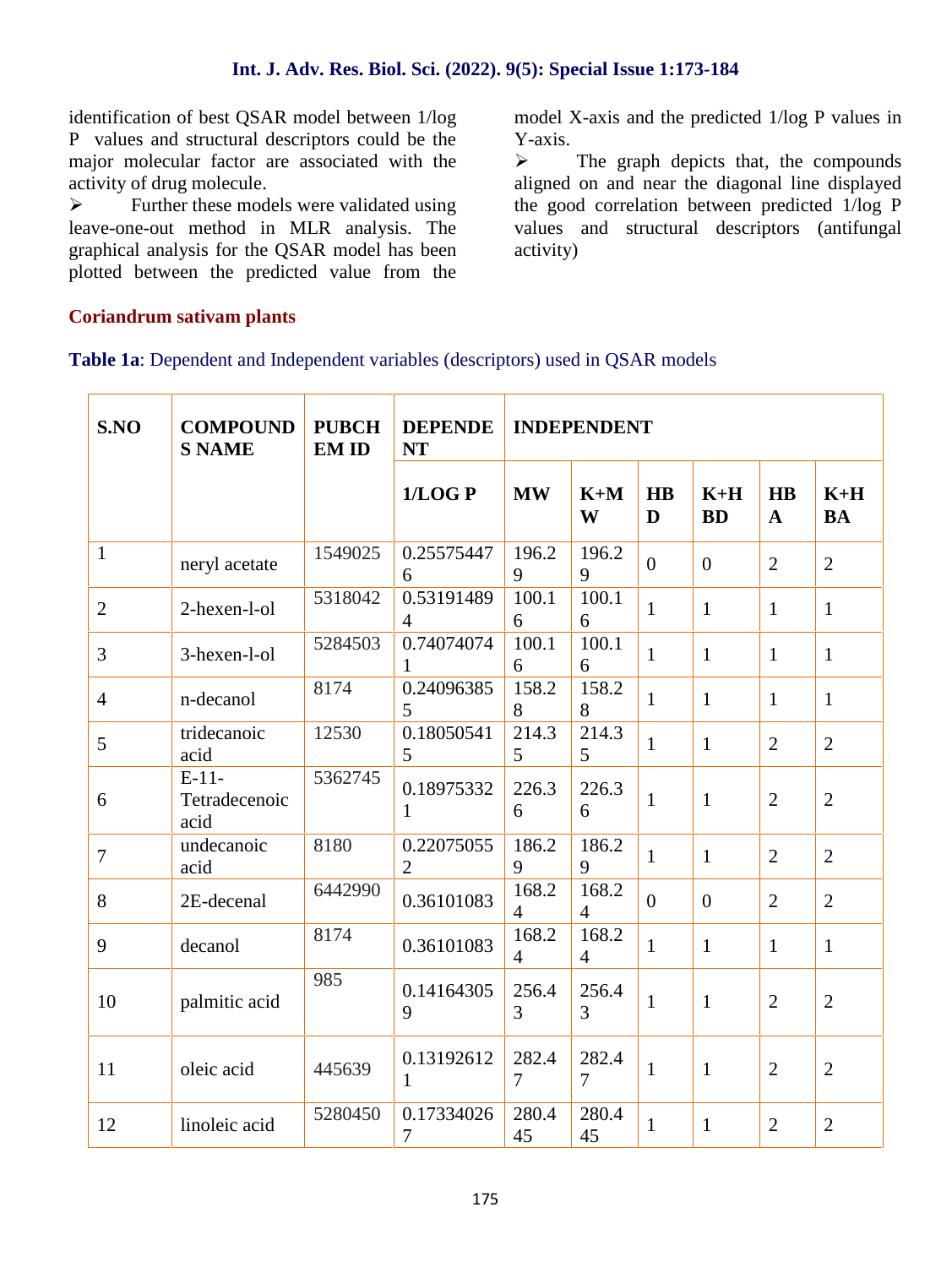identification of best QSAR model between 1/log P values and structural descriptors could be the major molecular factor are associated with the activity of drug molecule.

➢ Further these models were validated using leave-one-out method in MLR analysis. The graphical analysis for the QSAR model has been plotted between the predicted value from the model X-axis and the predicted 1/log P values in Y-axis.

➢ The graph depicts that, the compounds aligned on and near the diagonal line displayed the good correlation between predicted 1/log P values and structural descriptors (antifungal activity)

**Coriandrum sativam plants**

**Table 1a**: Dependent and Independent variables (descriptors) used in QSAR models

| S.NO | COMPOUNDS NAME | PUBCHEM ID | DEPENDENT | INDEPENDENT | | | | | |
|---|---|---|---|---|---|---|---|---|---|
| | | | 1/LOG P | MW | K+MW | HBD | K+HBD | HBA | K+HBA |
| 1 | neryl acetate | 1549025 | 0.255754476 | 196.29 | 196.29 | 0 | 0 | 2 | 2 |
| 2 | 2-hexen-l-ol | 5318042 | 0.531914894 | 100.16 | 100.16 | 1 | 1 | 1 | 1 |
| 3 | 3-hexen-l-ol | 5284503 | 0.740740741 | 100.16 | 100.16 | 1 | 1 | 1 | 1 |
| 4 | n-decanol | 8174 | 0.240963855 | 158.28 | 158.28 | 1 | 1 | 1 | 1 |
| 5 | tridecanoic acid | 12530 | 0.180505415 | 214.35 | 214.35 | 1 | 1 | 2 | 2 |
| 6 | E-11-Tetradecenoic acid | 5362745 | 0.189753321 | 226.36 | 226.36 | 1 | 1 | 2 | 2 |
| 7 | undecanoic acid | 8180 | 0.220750552 | 186.29 | 186.29 | 1 | 1 | 2 | 2 |
| 8 | 2E-decenal | 6442990 | 0.36101083 | 168.24 | 168.24 | 0 | 0 | 2 | 2 |
| 9 | decanol | 8174 | 0.36101083 | 168.24 | 168.24 | 1 | 1 | 1 | 1 |
| 10 | palmitic acid | 985 | 0.141643059 | 256.43 | 256.43 | 1 | 1 | 2 | 2 |
| 11 | oleic acid | 445639 | 0.131926121 | 282.47 | 282.47 | 1 | 1 | 2 | 2 |
| 12 | linoleic acid | 5280450 | 0.173340267 | 280.445 | 280.445 | 1 | 1 | 2 | 2 |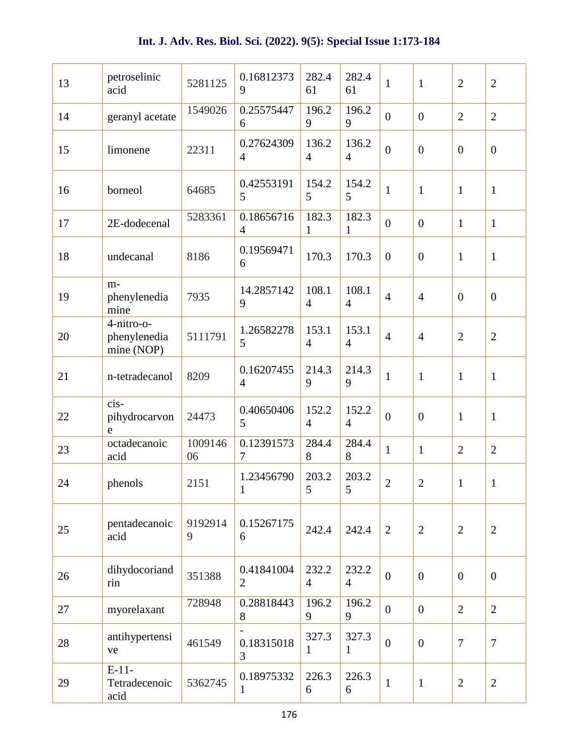| 13 | petroselinic acid | 5281125 | 0.168123739 | 282.461 | 282.461 | 1 | 1 | 2 | 2 |
|---|---|---|---|---|---|---|---|---|---|
| 14 | geranyl acetate | 1549026 | 0.255754476 | 196.29 | 196.29 | 0 | 0 | 2 | 2 |
| 15 | limonene | 22311 | 0.276243094 | 136.24 | 136.24 | 0 | 0 | 0 | 0 |
| 16 | borneol | 64685 | 0.425531915 | 154.25 | 154.25 | 1 | 1 | 1 | 1 |
| 17 | 2E-dodecenal | 5283361 | 0.186567164 | 182.31 | 182.31 | 0 | 0 | 1 | 1 |
| 18 | undecanal | 8186 | 0.195694716 | 170.3 | 170.3 | 0 | 0 | 1 | 1 |
| 19 | m-phenylenediamine | 7935 | 14.28571429 | 108.14 | 108.14 | 4 | 4 | 0 | 0 |
| 20 | 4-nitro-o-phenylenediamine (NOP) | 5111791 | 1.265822785 | 153.14 | 153.14 | 4 | 4 | 2 | 2 |
| 21 | n-tetradecanol | 8209 | 0.162074554 | 214.39 | 214.39 | 1 | 1 | 1 | 1 |
| 22 | cis-pihydrocarvone | 24473 | 0.406504065 | 152.24 | 152.24 | 0 | 0 | 1 | 1 |
| 23 | octadecanoic acid | 100914606 | 0.123915737 | 284.48 | 284.48 | 1 | 1 | 2 | 2 |
| 24 | phenols | 2151 | 1.234567901 | 203.25 | 203.25 | 2 | 2 | 1 | 1 |
| 25 | pentadecanoic acid | 91929149 | 0.152671756 | 242.4 | 242.4 | 2 | 2 | 2 | 2 |
| 26 | dihydocoriandrin | 351388 | 0.418410042 | 232.24 | 232.24 | 0 | 0 | 0 | 0 |
| 27 | myorelaxant | 728948 | 0.288184438 | 196.29 | 196.29 | 0 | 0 | 2 | 2 |
| 28 | antihypertensive | 461549 | -0.183150183 | 327.31 | 327.31 | 0 | 0 | 7 | 7 |
| 29 | E-11-Tetradecenoic acid | 5362745 | 0.189753321 | 226.36 | 226.36 | 1 | 1 | 2 | 2 |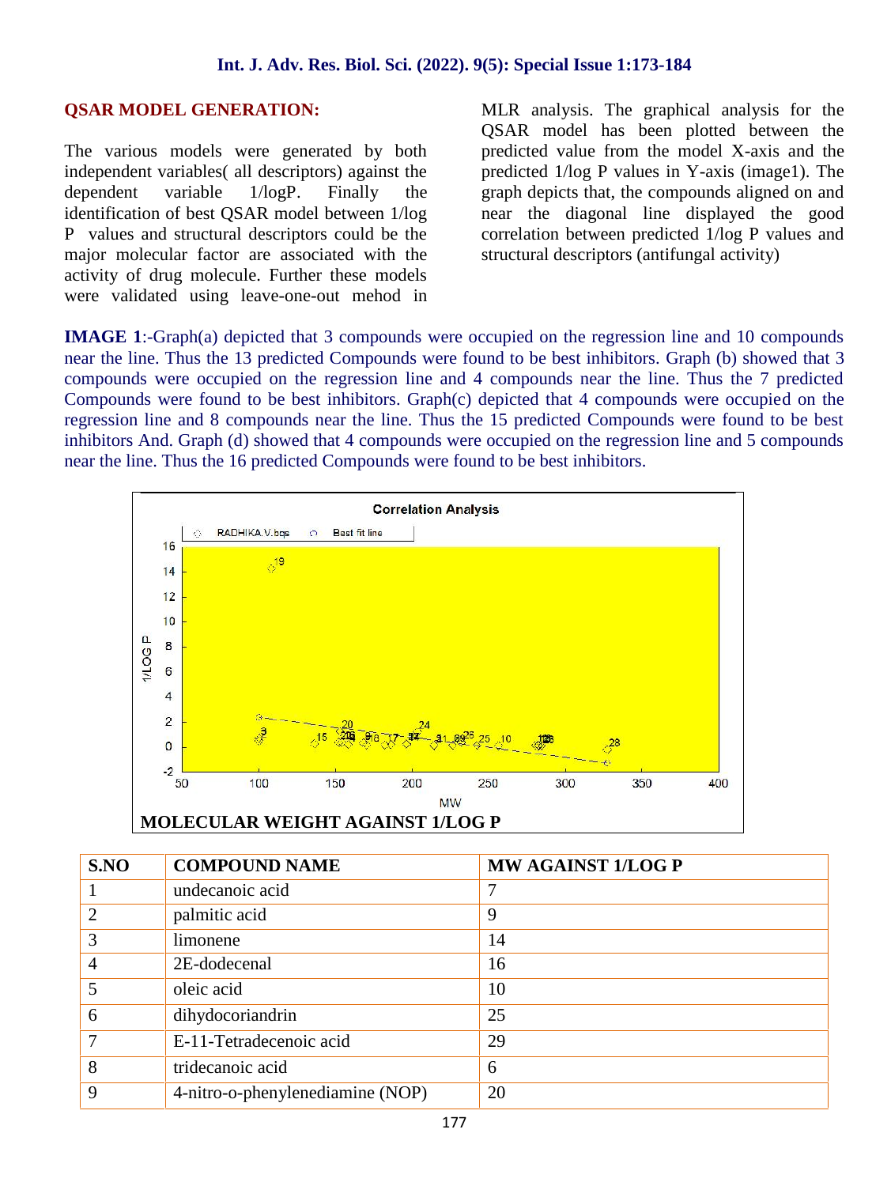## QSAR MODEL GENERATION:

The various models were generated by both independent variables( all descriptors) against the dependent variable 1/logP. Finally the identification of best QSAR model between 1/log P values and structural descriptors could be the major molecular factor are associated with the activity of drug molecule. Further these models were validated using leave-one-out mehod in MLR analysis. The graphical analysis for the QSAR model has been plotted between the predicted value from the model X-axis and the predicted 1/log P values in Y-axis (image1). The graph depicts that, the compounds aligned on and near the diagonal line displayed the good correlation between predicted 1/log P values and structural descriptors (antifungal activity)

**IMAGE 1**:-Graph(a) depicted that 3 compounds were occupied on the regression line and 10 compounds near the line. Thus the 13 predicted Compounds were found to be best inhibitors. Graph (b) showed that 3 compounds were occupied on the regression line and 4 compounds near the line. Thus the 7 predicted Compounds were found to be best inhibitors. Graph(c) depicted that 4 compounds were occupied on the regression line and 8 compounds near the line. Thus the 15 predicted Compounds were found to be best inhibitors And. Graph (d) showed that 4 compounds were occupied on the regression line and 5 compounds near the line. Thus the 16 predicted Compounds were found to be best inhibitors.

**MOLECULAR WEIGHT AGAINST 1/LOG P**

| S.NO | COMPOUND NAME | MW AGAINST 1/LOG P |
|---|---|---|
| 1 | undecanoic acid | 7 |
| 2 | palmitic acid | 9 |
| 3 | limonene | 14 |
| 4 | 2E-dodecenal | 16 |
| 5 | oleic acid | 10 |
| 6 | dihydocoriandrin | 25 |
| 7 | E-11-Tetradecenoic acid | 29 |
| 8 | tridecanoic acid | 6 |
| 9 | 4-nitro-o-phenylenediamine (NOP) | 20 |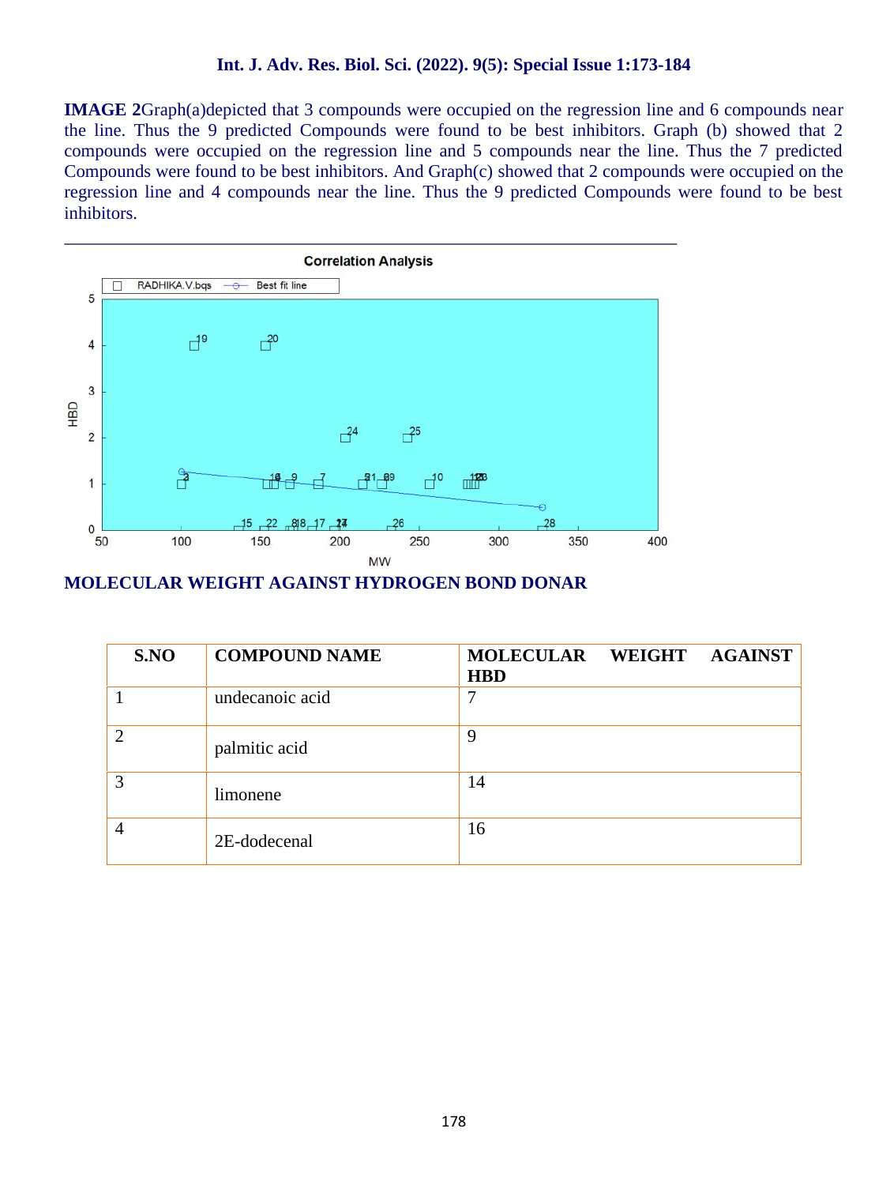**IMAGE 2**Graph(a)depicted that 3 compounds were occupied on the regression line and 6 compounds near the line. Thus the 9 predicted Compounds were found to be best inhibitors. Graph (b) showed that 2 compounds were occupied on the regression line and 5 compounds near the line. Thus the 7 predicted Compounds were found to be best inhibitors. And Graph(c) showed that 2 compounds were occupied on the regression line and 4 compounds near the line. Thus the 9 predicted Compounds were found to be best inhibitors.

Correlation Analysis

**MOLECULAR WEIGHT AGAINST HYDROGEN BOND DONAR**

| S.NO | COMPOUND NAME | MOLECULAR WEIGHT AGAINST HBD |
|---|---|---|
| 1 | undecanoic acid | 7 |
| 2 | palmitic acid | 9 |
| 3 | limonene | 14 |
| 4 | 2E-dodecenal | 16 |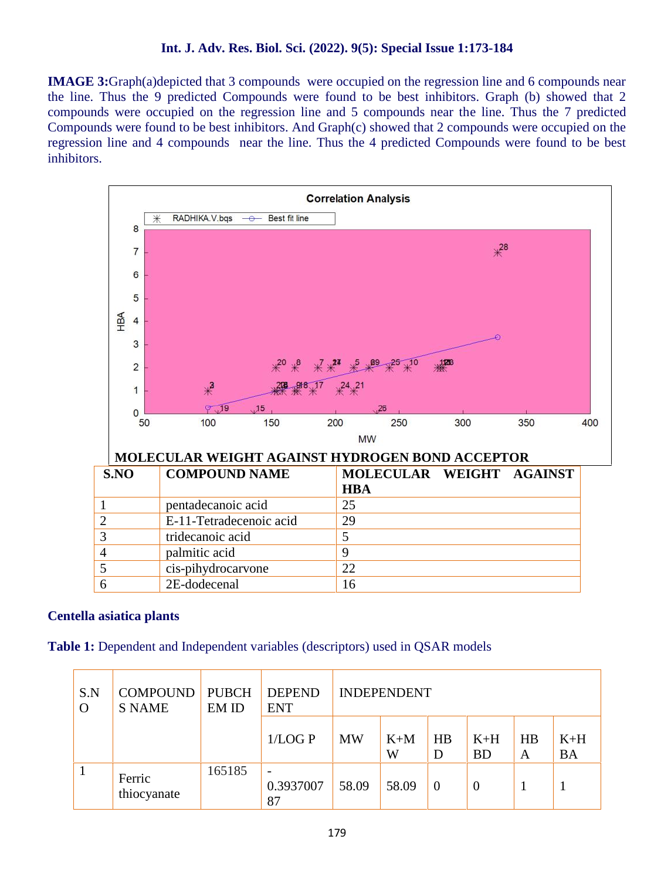**IMAGE 3:**Graph(a)depicted that 3 compounds were occupied on the regression line and 6 compounds near the line. Thus the 9 predicted Compounds were found to be best inhibitors. Graph (b) showed that 2 compounds were occupied on the regression line and 5 compounds near the line. Thus the 7 predicted Compounds were found to be best inhibitors. And Graph(c) showed that 2 compounds were occupied on the regression line and 4 compounds near the line. Thus the 4 predicted Compounds were found to be best inhibitors.

Correlation Analysis

**MOLECULAR WEIGHT AGAINST HYDROGEN BOND ACCEPTOR**

| S.NO | COMPOUND NAME | MOLECULAR WEIGHT AGAINST HBA |
|---|---|---|
| 1 | pentadecanoic acid | 25 |
| 2 | E-11-Tetradecenoic acid | 29 |
| 3 | tridecanoic acid | 5 |
| 4 | palmitic acid | 9 |
| 5 | cis-pihydrocarvone | 22 |
| 6 | 2E-dodecenal | 16 |

### Centella asiatica plants

**Table 1:** Dependent and Independent variables (descriptors) used in QSAR models

| S.NO | COMPOUNDS NAME | PUBCHEM ID | DEPENDENT | INDEPENDENT | | | | | |
|---|---|---|---|---|---|---|---|---|---|
| | | | 1/LOG P | MW | K+MW | HBD | K+HBD | HBA | K+HBA |
| 1 | Ferric thiocyanate | 165185 | -0.393700787 | 58.09 | 58.09 | 0 | 0 | 1 | 1 |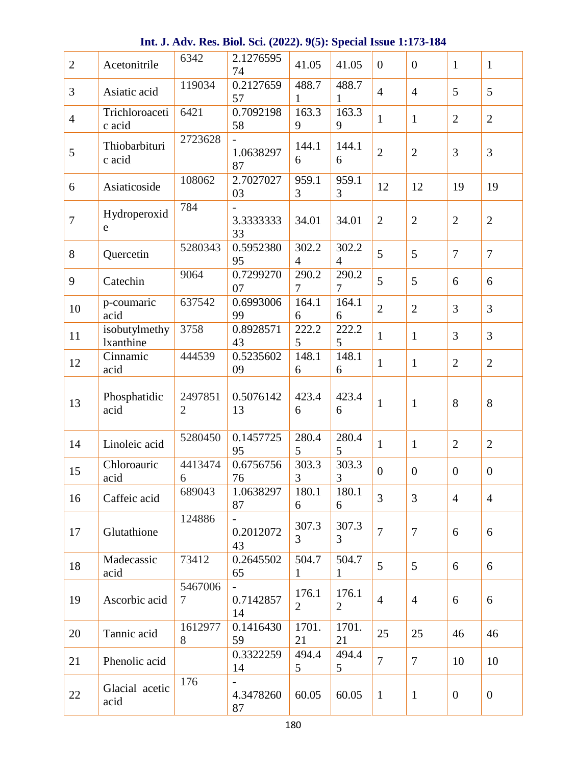| 2 | Acetonitrile | 6342 | 2.127659574 | 41.05 | 41.05 | 0 | 0 | 1 | 1 |
|---|---|---|---|---|---|---|---|---|---|
| 3 | Asiatic acid | 119034 | 0.212765957 | 488.71 | 488.71 | 4 | 4 | 5 | 5 |
| 4 | Trichloroacetic acid | 6421 | 0.709219858 | 163.39 | 163.39 | 1 | 1 | 2 | 2 |
| 5 | Thiobarbituric acid | 2723628 | -1.063829787 | 144.16 | 144.16 | 2 | 2 | 3 | 3 |
| 6 | Asiaticoside | 108062 | 2.702702703 | 959.13 | 959.13 | 12 | 12 | 19 | 19 |
| 7 | Hydroperoxide | 784 | -3.333333333 | 34.01 | 34.01 | 2 | 2 | 2 | 2 |
| 8 | Quercetin | 5280343 | 0.595238095 | 302.24 | 302.24 | 5 | 5 | 7 | 7 |
| 9 | Catechin | 9064 | 0.729927007 | 290.27 | 290.27 | 5 | 5 | 6 | 6 |
| 10 | p-coumaric acid | 637542 | 0.699300699 | 164.16 | 164.16 | 2 | 2 | 3 | 3 |
| 11 | isobutylmethylxanthine | 3758 | 0.892857143 | 222.25 | 222.25 | 1 | 1 | 3 | 3 |
| 12 | Cinnamic acid | 444539 | 0.523560209 | 148.16 | 148.16 | 1 | 1 | 2 | 2 |
| 13 | Phosphatidic acid | 24978512 | 0.507614213 | 423.46 | 423.46 | 1 | 1 | 8 | 8 |
| 14 | Linoleic acid | 5280450 | 0.145772595 | 280.45 | 280.45 | 1 | 1 | 2 | 2 |
| 15 | Chloroauric acid | 44134746 | 0.675675676 | 303.33 | 303.33 | 0 | 0 | 0 | 0 |
| 16 | Caffeic acid | 689043 | 1.063829787 | 180.16 | 180.16 | 3 | 3 | 4 | 4 |
| 17 | Glutathione | 124886 | -0.201207243 | 307.33 | 307.33 | 7 | 7 | 6 | 6 |
| 18 | Madecassic acid | 73412 | 0.264550265 | 504.71 | 504.71 | 5 | 5 | 6 | 6 |
| 19 | Ascorbic acid | 54670067 | -0.714285714 | 176.12 | 176.12 | 4 | 4 | 6 | 6 |
| 20 | Tannic acid | 16129778 | 0.141643059 | 1701.21 | 1701.21 | 25 | 25 | 46 | 46 |
| 21 | Phenolic acid | | 0.332225914 | 494.45 | 494.45 | 7 | 7 | 10 | 10 |
| 22 | Glacial acetic acid | 176 | -4.347826087 | 60.05 | 60.05 | 1 | 1 | 0 | 0 |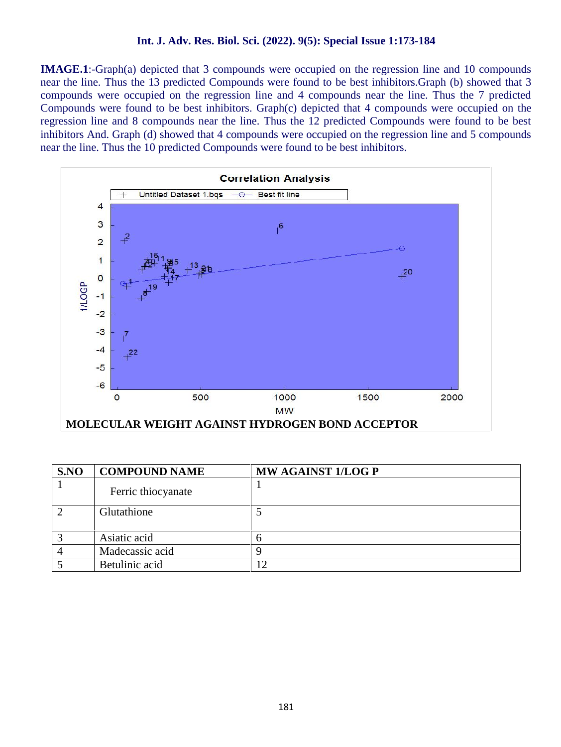**IMAGE.1**:-Graph(a) depicted that 3 compounds were occupied on the regression line and 10 compounds near the line. Thus the 13 predicted Compounds were found to be best inhibitors.Graph (b) showed that 3 compounds were occupied on the regression line and 4 compounds near the line. Thus the 7 predicted Compounds were found to be best inhibitors. Graph(c) depicted that 4 compounds were occupied on the regression line and 8 compounds near the line. Thus the 12 predicted Compounds were found to be best inhibitors And. Graph (d) showed that 4 compounds were occupied on the regression line and 5 compounds near the line. Thus the 10 predicted Compounds were found to be best inhibitors.

**MOLECULAR WEIGHT AGAINST HYDROGEN BOND ACCEPTOR**

| S.NO | COMPOUND NAME | MW AGAINST 1/LOG P |
|---|---|---|
| 1 | Ferric thiocyanate | 1 |
| 2 | Glutathione | 5 |
| 3 | Asiatic acid | 6 |
| 4 | Madecassic acid | 9 |
| 5 | Betulinic acid | 12 |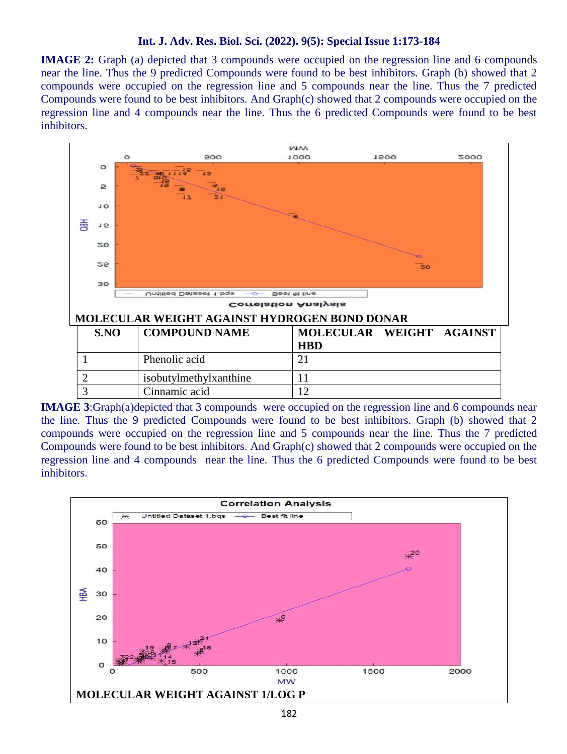**IMAGE 2:** Graph (a) depicted that 3 compounds were occupied on the regression line and 6 compounds near the line. Thus the 9 predicted Compounds were found to be best inhibitors. Graph (b) showed that 2 compounds were occupied on the regression line and 5 compounds near the line. Thus the 7 predicted Compounds were found to be best inhibitors. And Graph(c) showed that 2 compounds were occupied on the regression line and 4 compounds near the line. Thus the 6 predicted Compounds were found to be best inhibitors.

**MOLECULAR WEIGHT AGAINST HYDROGEN BOND DONAR**

| S.NO | COMPOUND NAME | MOLECULAR WEIGHT AGAINST HBD |
|---|---|---|
| 1 | Phenolic acid | 21 |
| 2 | isobutylmethylxanthine | 11 |
| 3 | Cinnamic acid | 12 |

**IMAGE 3**:Graph(a)depicted that 3 compounds were occupied on the regression line and 6 compounds near the line. Thus the 9 predicted Compounds were found to be best inhibitors. Graph (b) showed that 2 compounds were occupied on the regression line and 5 compounds near the line. Thus the 7 predicted Compounds were found to be best inhibitors. And Graph(c) showed that 2 compounds were occupied on the regression line and 4 compounds near the line. Thus the 6 predicted Compounds were found to be best inhibitors.

**MOLECULAR WEIGHT AGAINST 1/LOG P**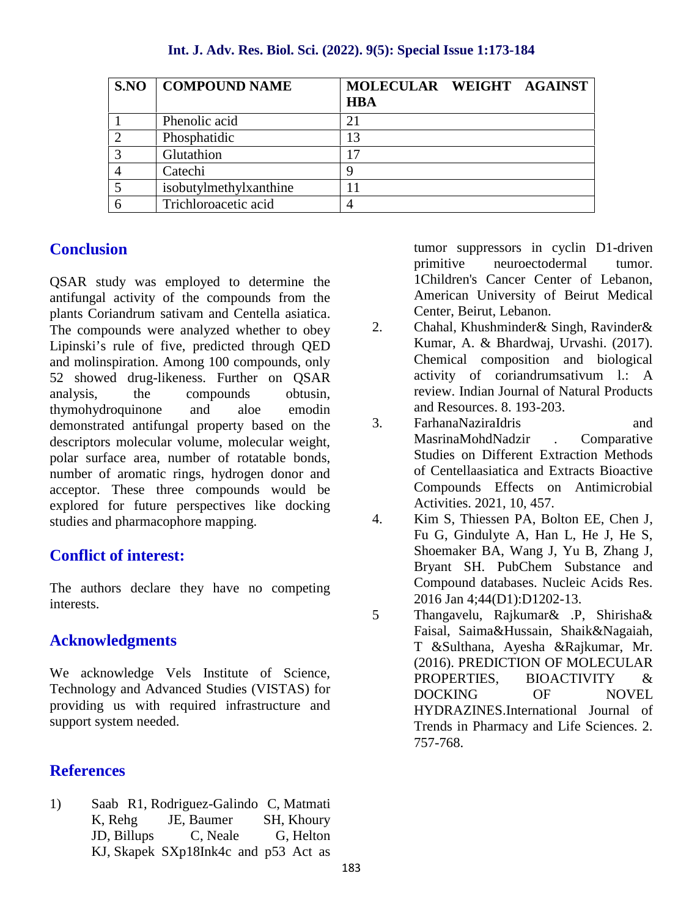| S.NO | COMPOUND NAME | MOLECULAR WEIGHT AGAINST HBA |
|---|---|---|
| 1 | Phenolic acid | 21 |
| 2 | Phosphatidic | 13 |
| 3 | Glutathion | 17 |
| 4 | Catechi | 9 |
| 5 | isobutylmethylxanthine | 11 |
| 6 | Trichloroacetic acid | 4 |

## Conclusion

QSAR study was employed to determine the antifungal activity of the compounds from the plants Coriandrum sativam and Centella asiatica. The compounds were analyzed whether to obey Lipinski's rule of five, predicted through QED and molinspiration. Among 100 compounds, only 52 showed drug-likeness. Further on QSAR analysis, the compounds obtusin, thymohydroquinone and aloe emodin demonstrated antifungal property based on the descriptors molecular volume, molecular weight, polar surface area, number of rotatable bonds, number of aromatic rings, hydrogen donor and acceptor. These three compounds would be explored for future perspectives like docking studies and pharmacophore mapping.

## Conflict of interest:

The authors declare they have no competing interests.

## Acknowledgments

We acknowledge Vels Institute of Science, Technology and Advanced Studies (VISTAS) for providing us with required infrastructure and support system needed.

## References

1) Saab R1, Rodriguez-Galindo C, Matmati K, Rehg JE, Baumer SH, Khoury JD, Billups C, Neale G, Helton KJ, Skapek SXp18Ink4c and p53 Act as tumor suppressors in cyclin D1-driven primitive neuroectodermal tumor. 1Children's Cancer Center of Lebanon, American University of Beirut Medical Center, Beirut, Lebanon.
2. Chahal, Khushminder& Singh, Ravinder& Kumar, A. & Bhardwaj, Urvashi. (2017). Chemical composition and biological activity of coriandrumsativum l.: A review. Indian Journal of Natural Products and Resources. 8. 193-203.
3. FarhanaNaziraIdris and MasrinaMohdNadzir . Comparative Studies on Different Extraction Methods of Centellaasiatica and Extracts Bioactive Compounds Effects on Antimicrobial Activities. 2021, 10, 457.
4. Kim S, Thiessen PA, Bolton EE, Chen J, Fu G, Gindulyte A, Han L, He J, He S, Shoemaker BA, Wang J, Yu B, Zhang J, Bryant SH. PubChem Substance and Compound databases. Nucleic Acids Res. 2016 Jan 4;44(D1):D1202-13.
5 Thangavelu, Rajkumar& .P, Shirisha& Faisal, Saima&Hussain, Shaik&Nagaiah, T &Sulthana, Ayesha &Rajkumar, Mr. (2016). PREDICTION OF MOLECULAR PROPERTIES, BIOACTIVITY & DOCKING OF NOVEL HYDRAZINES.International Journal of Trends in Pharmacy and Life Sciences. 2. 757-768.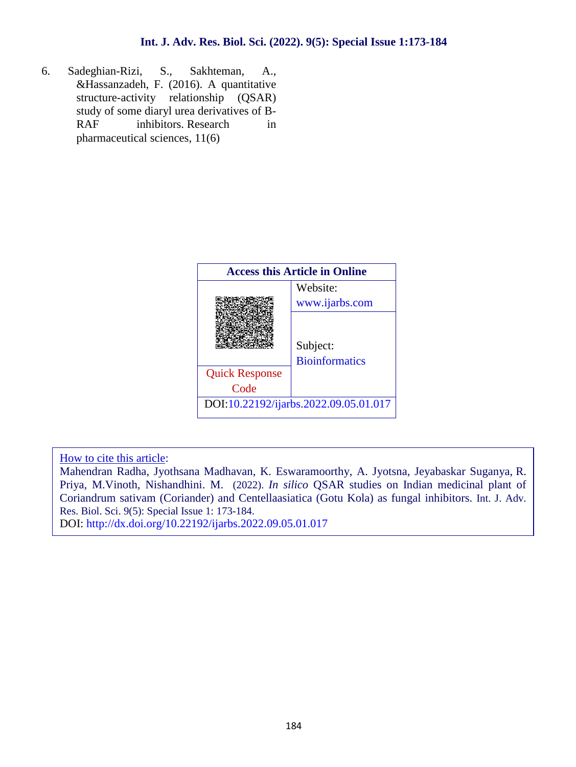6. Sadeghian-Rizi, S., Sakhteman, A., &Hassanzadeh, F. (2016). A quantitative structure-activity relationship (QSAR) study of some diaryl urea derivatives of B-RAF inhibitors. Research in pharmaceutical sciences, 11(6)

| Access this Article in Online | |
|---|---|
| | Website: www.ijarbs.com |
| Quick Response Code | Subject: Bioinformatics |
| DOI:10.22192/ijarbs.2022.09.05.01.017 | |

How to cite this article:
Mahendran Radha, Jyothsana Madhavan, K. Eswaramoorthy, A. Jyotsna, Jeyabaskar Suganya, R. Priya, M.Vinoth, Nishandhini. M. (2022). *In silico* QSAR studies on Indian medicinal plant of Coriandrum sativam (Coriander) and Centellaasiatica (Gotu Kola) as fungal inhibitors. Int. J. Adv. Res. Biol. Sci. 9(5): Special Issue 1: 173-184.
DOI: http://dx.doi.org/10.22192/ijarbs.2022.09.05.01.017